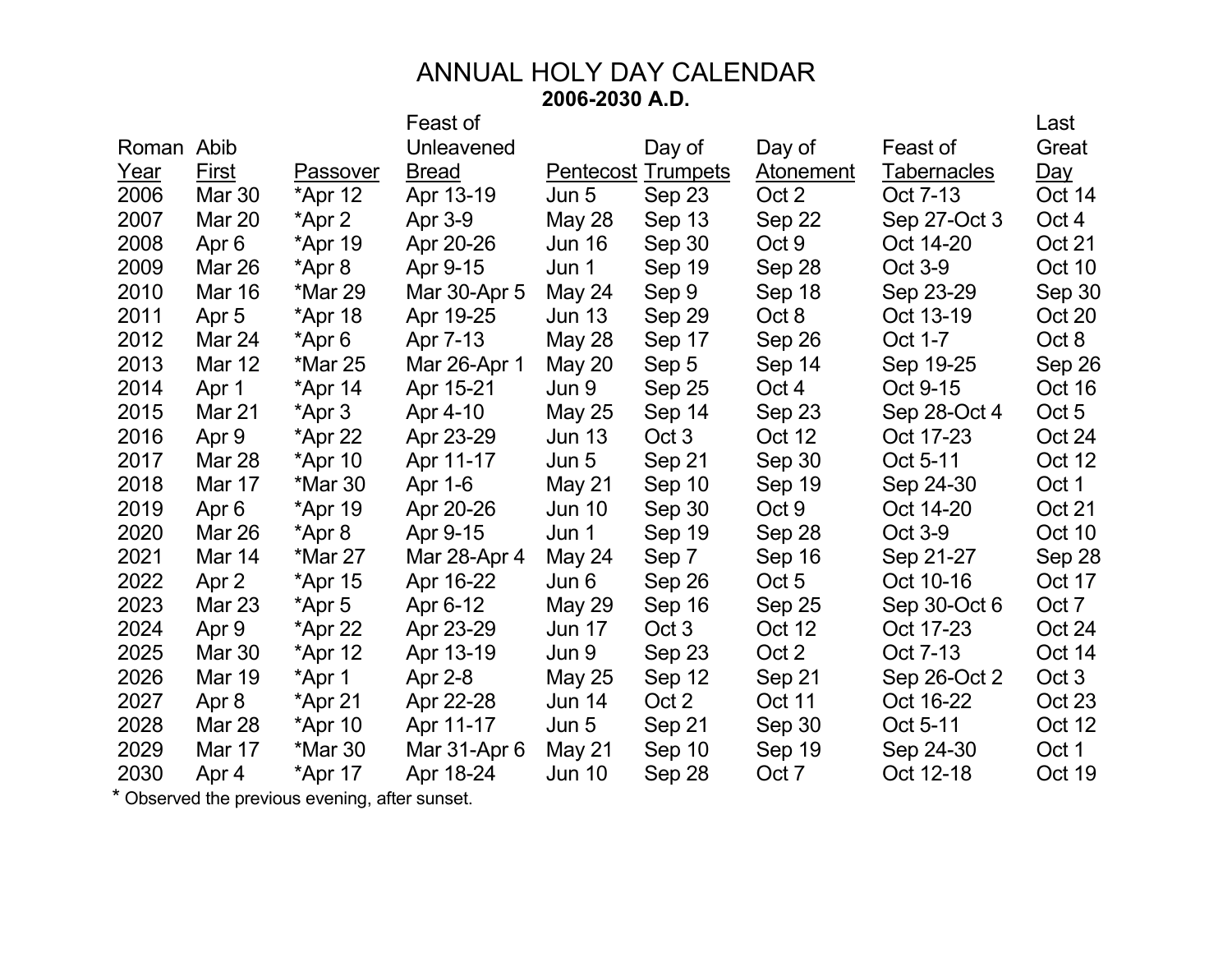# ANNUAL HOLY DAY CALENDAR

**2006-2030 A.D.**

| Roman Year | Abib First | Passover | Feast of Unleavened Bread | Pentecost | Day of Trumpets | Day of Atonement | Feast of Tabernacles | Last Great Day |
|---|---|---|---|---|---|---|---|---|
| 2006 | Mar 30 | *Apr 12 | Apr 13-19 | Jun 5 | Sep 23 | Oct 2 | Oct 7-13 | Oct 14 |
| 2007 | Mar 20 | *Apr 2 | Apr 3-9 | May 28 | Sep 13 | Sep 22 | Sep 27-Oct 3 | Oct 4 |
| 2008 | Apr 6 | *Apr 19 | Apr 20-26 | Jun 16 | Sep 30 | Oct 9 | Oct 14-20 | Oct 21 |
| 2009 | Mar 26 | *Apr 8 | Apr 9-15 | Jun 1 | Sep 19 | Sep 28 | Oct 3-9 | Oct 10 |
| 2010 | Mar 16 | *Mar 29 | Mar 30-Apr 5 | May 24 | Sep 9 | Sep 18 | Sep 23-29 | Sep 30 |
| 2011 | Apr 5 | *Apr 18 | Apr 19-25 | Jun 13 | Sep 29 | Oct 8 | Oct 13-19 | Oct 20 |
| 2012 | Mar 24 | *Apr 6 | Apr 7-13 | May 28 | Sep 17 | Sep 26 | Oct 1-7 | Oct 8 |
| 2013 | Mar 12 | *Mar 25 | Mar 26-Apr 1 | May 20 | Sep 5 | Sep 14 | Sep 19-25 | Sep 26 |
| 2014 | Apr 1 | *Apr 14 | Apr 15-21 | Jun 9 | Sep 25 | Oct 4 | Oct 9-15 | Oct 16 |
| 2015 | Mar 21 | *Apr 3 | Apr 4-10 | May 25 | Sep 14 | Sep 23 | Sep 28-Oct 4 | Oct 5 |
| 2016 | Apr 9 | *Apr 22 | Apr 23-29 | Jun 13 | Oct 3 | Oct 12 | Oct 17-23 | Oct 24 |
| 2017 | Mar 28 | *Apr 10 | Apr 11-17 | Jun 5 | Sep 21 | Sep 30 | Oct 5-11 | Oct 12 |
| 2018 | Mar 17 | *Mar 30 | Apr 1-6 | May 21 | Sep 10 | Sep 19 | Sep 24-30 | Oct 1 |
| 2019 | Apr 6 | *Apr 19 | Apr 20-26 | Jun 10 | Sep 30 | Oct 9 | Oct 14-20 | Oct 21 |
| 2020 | Mar 26 | *Apr 8 | Apr 9-15 | Jun 1 | Sep 19 | Sep 28 | Oct 3-9 | Oct 10 |
| 2021 | Mar 14 | *Mar 27 | Mar 28-Apr 4 | May 24 | Sep 7 | Sep 16 | Sep 21-27 | Sep 28 |
| 2022 | Apr 2 | *Apr 15 | Apr 16-22 | Jun 6 | Sep 26 | Oct 5 | Oct 10-16 | Oct 17 |
| 2023 | Mar 23 | *Apr 5 | Apr 6-12 | May 29 | Sep 16 | Sep 25 | Sep 30-Oct 6 | Oct 7 |
| 2024 | Apr 9 | *Apr 22 | Apr 23-29 | Jun 17 | Oct 3 | Oct 12 | Oct 17-23 | Oct 24 |
| 2025 | Mar 30 | *Apr 12 | Apr 13-19 | Jun 9 | Sep 23 | Oct 2 | Oct 7-13 | Oct 14 |
| 2026 | Mar 19 | *Apr 1 | Apr 2-8 | May 25 | Sep 12 | Sep 21 | Sep 26-Oct 2 | Oct 3 |
| 2027 | Apr 8 | *Apr 21 | Apr 22-28 | Jun 14 | Oct 2 | Oct 11 | Oct 16-22 | Oct 23 |
| 2028 | Mar 28 | *Apr 10 | Apr 11-17 | Jun 5 | Sep 21 | Sep 30 | Oct 5-11 | Oct 12 |
| 2029 | Mar 17 | *Mar 30 | Mar 31-Apr 6 | May 21 | Sep 10 | Sep 19 | Sep 24-30 | Oct 1 |
| 2030 | Apr 4 | *Apr 17 | Apr 18-24 | Jun 10 | Sep 28 | Oct 7 | Oct 12-18 | Oct 19 |

* Observed the previous evening, after sunset.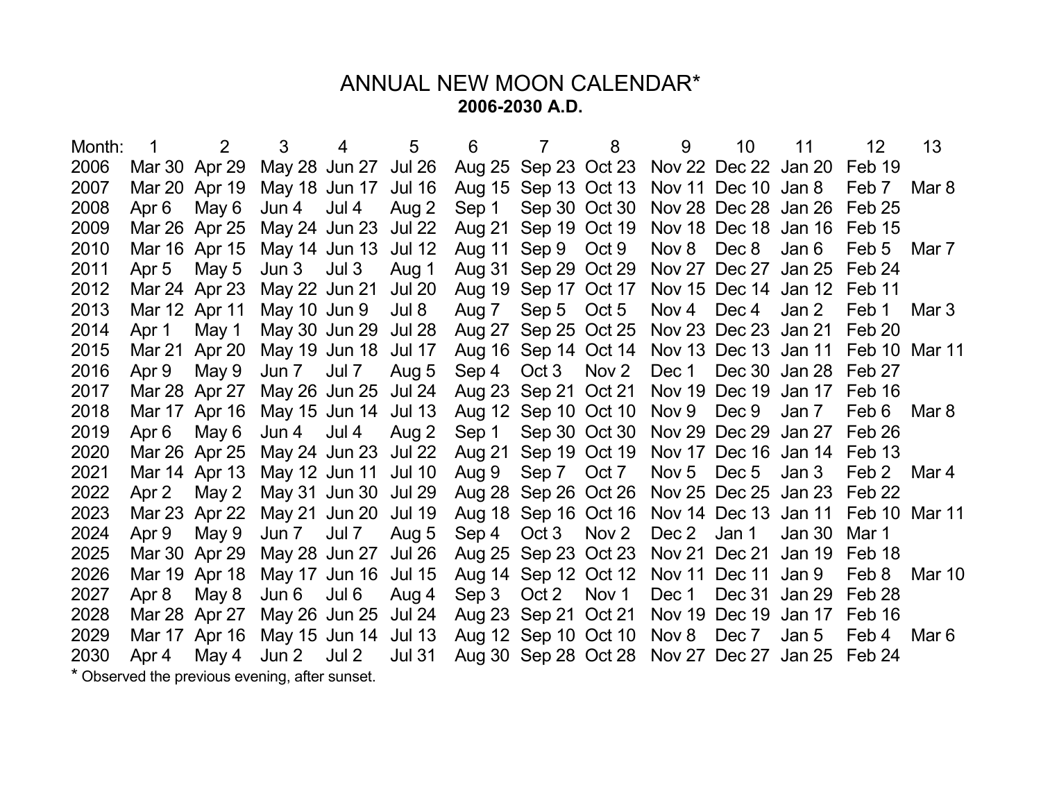# ANNUAL NEW MOON CALENDAR*

**2006-2030 A.D.**

| Month: | 1 | 2 | 3 | 4 | 5 | 6 | 7 | 8 | 9 | 10 | 11 | 12 | 13 |
|---|---|---|---|---|---|---|---|---|---|---|---|---|---|
| 2006 | Mar 30 | Apr 29 | May 28 | Jun 27 | Jul 26 | Aug 25 | Sep 23 | Oct 23 | Nov 22 | Dec 22 | Jan 20 | Feb 19 | |
| 2007 | Mar 20 | Apr 19 | May 18 | Jun 17 | Jul 16 | Aug 15 | Sep 13 | Oct 13 | Nov 11 | Dec 10 | Jan 8 | Feb 7 | Mar 8 |
| 2008 | Apr 6 | May 6 | Jun 4 | Jul 4 | Aug 2 | Sep 1 | Sep 30 | Oct 30 | Nov 28 | Dec 28 | Jan 26 | Feb 25 | |
| 2009 | Mar 26 | Apr 25 | May 24 | Jun 23 | Jul 22 | Aug 21 | Sep 19 | Oct 19 | Nov 18 | Dec 18 | Jan 16 | Feb 15 | |
| 2010 | Mar 16 | Apr 15 | May 14 | Jun 13 | Jul 12 | Aug 11 | Sep 9 | Oct 9 | Nov 8 | Dec 8 | Jan 6 | Feb 5 | Mar 7 |
| 2011 | Apr 5 | May 5 | Jun 3 | Jul 3 | Aug 1 | Aug 31 | Sep 29 | Oct 29 | Nov 27 | Dec 27 | Jan 25 | Feb 24 | |
| 2012 | Mar 24 | Apr 23 | May 22 | Jun 21 | Jul 20 | Aug 19 | Sep 17 | Oct 17 | Nov 15 | Dec 14 | Jan 12 | Feb 11 | |
| 2013 | Mar 12 | Apr 11 | May 10 | Jun 9 | Jul 8 | Aug 7 | Sep 5 | Oct 5 | Nov 4 | Dec 4 | Jan 2 | Feb 1 | Mar 3 |
| 2014 | Apr 1 | May 1 | May 30 | Jun 29 | Jul 28 | Aug 27 | Sep 25 | Oct 25 | Nov 23 | Dec 23 | Jan 21 | Feb 20 | |
| 2015 | Mar 21 | Apr 20 | May 19 | Jun 18 | Jul 17 | Aug 16 | Sep 14 | Oct 14 | Nov 13 | Dec 13 | Jan 11 | Feb 10 | Mar 11 |
| 2016 | Apr 9 | May 9 | Jun 7 | Jul 7 | Aug 5 | Sep 4 | Oct 3 | Nov 2 | Dec 1 | Dec 30 | Jan 28 | Feb 27 | |
| 2017 | Mar 28 | Apr 27 | May 26 | Jun 25 | Jul 24 | Aug 23 | Sep 21 | Oct 21 | Nov 19 | Dec 19 | Jan 17 | Feb 16 | |
| 2018 | Mar 17 | Apr 16 | May 15 | Jun 14 | Jul 13 | Aug 12 | Sep 10 | Oct 10 | Nov 9 | Dec 9 | Jan 7 | Feb 6 | Mar 8 |
| 2019 | Apr 6 | May 6 | Jun 4 | Jul 4 | Aug 2 | Sep 1 | Sep 30 | Oct 30 | Nov 29 | Dec 29 | Jan 27 | Feb 26 | |
| 2020 | Mar 26 | Apr 25 | May 24 | Jun 23 | Jul 22 | Aug 21 | Sep 19 | Oct 19 | Nov 17 | Dec 16 | Jan 14 | Feb 13 | |
| 2021 | Mar 14 | Apr 13 | May 12 | Jun 11 | Jul 10 | Aug 9 | Sep 7 | Oct 7 | Nov 5 | Dec 5 | Jan 3 | Feb 2 | Mar 4 |
| 2022 | Apr 2 | May 2 | May 31 | Jun 30 | Jul 29 | Aug 28 | Sep 26 | Oct 26 | Nov 25 | Dec 25 | Jan 23 | Feb 22 | |
| 2023 | Mar 23 | Apr 22 | May 21 | Jun 20 | Jul 19 | Aug 18 | Sep 16 | Oct 16 | Nov 14 | Dec 13 | Jan 11 | Feb 10 | Mar 11 |
| 2024 | Apr 9 | May 9 | Jun 7 | Jul 7 | Aug 5 | Sep 4 | Oct 3 | Nov 2 | Dec 2 | Jan 1 | Jan 30 | Mar 1 | |
| 2025 | Mar 30 | Apr 29 | May 28 | Jun 27 | Jul 26 | Aug 25 | Sep 23 | Oct 23 | Nov 21 | Dec 21 | Jan 19 | Feb 18 | |
| 2026 | Mar 19 | Apr 18 | May 17 | Jun 16 | Jul 15 | Aug 14 | Sep 12 | Oct 12 | Nov 11 | Dec 11 | Jan 9 | Feb 8 | Mar 10 |
| 2027 | Apr 8 | May 8 | Jun 6 | Jul 6 | Aug 4 | Sep 3 | Oct 2 | Nov 1 | Dec 1 | Dec 31 | Jan 29 | Feb 28 | |
| 2028 | Mar 28 | Apr 27 | May 26 | Jun 25 | Jul 24 | Aug 23 | Sep 21 | Oct 21 | Nov 19 | Dec 19 | Jan 17 | Feb 16 | |
| 2029 | Mar 17 | Apr 16 | May 15 | Jun 14 | Jul 13 | Aug 12 | Sep 10 | Oct 10 | Nov 8 | Dec 7 | Jan 5 | Feb 4 | Mar 6 |
| 2030 | Apr 4 | May 4 | Jun 2 | Jul 2 | Jul 31 | Aug 30 | Sep 28 | Oct 28 | Nov 27 | Dec 27 | Jan 25 | Feb 24 | |

* Observed the previous evening, after sunset.